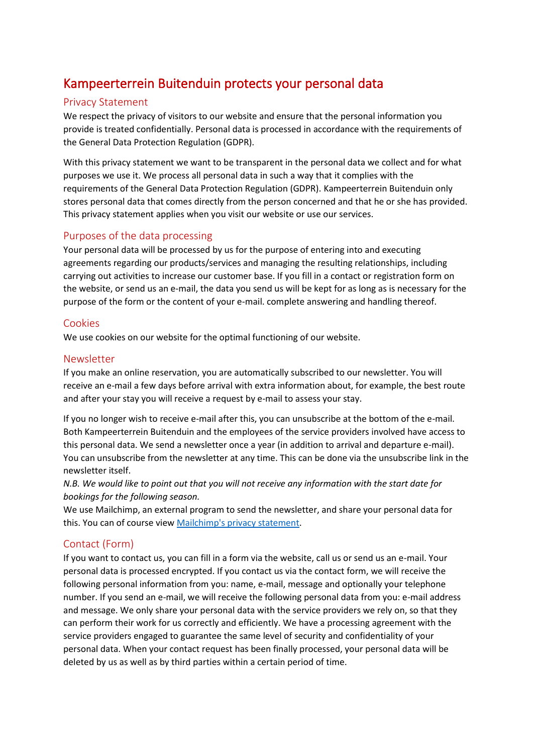# Kampeerterrein Buitenduin protects your personal data

## Privacy Statement

We respect the privacy of visitors to our website and ensure that the personal information you provide is treated confidentially. Personal data is processed in accordance with the requirements of the General Data Protection Regulation (GDPR).

With this privacy statement we want to be transparent in the personal data we collect and for what purposes we use it. We process all personal data in such a way that it complies with the requirements of the General Data Protection Regulation (GDPR). Kampeerterrein Buitenduin only stores personal data that comes directly from the person concerned and that he or she has provided. This privacy statement applies when you visit our website or use our services.

## Purposes of the data processing

Your personal data will be processed by us for the purpose of entering into and executing agreements regarding our products/services and managing the resulting relationships, including carrying out activities to increase our customer base. If you fill in a contact or registration form on the website, or send us an e-mail, the data you send us will be kept for as long as is necessary for the purpose of the form or the content of your e-mail. complete answering and handling thereof.

## Cookies

We use cookies on our website for the optimal functioning of our website.

## Newsletter

If you make an online reservation, you are automatically subscribed to our newsletter. You will receive an e-mail a few days before arrival with extra information about, for example, the best route and after your stay you will receive a request by e-mail to assess your stay.

If you no longer wish to receive e-mail after this, you can unsubscribe at the bottom of the e-mail. Both Kampeerterrein Buitenduin and the employees of the service providers involved have access to this personal data. We send a newsletter once a year (in addition to arrival and departure e-mail). You can unsubscribe from the newsletter at any time. This can be done via the unsubscribe link in the newsletter itself.

*N.B. We would like to point out that you will not receive any information with the start date for bookings for the following season.*

We use Mailchimp, an external program to send the newsletter, and share your personal data for this. You can of course view [Mailchimp's privacy statement]().

## Contact (Form)

If you want to contact us, you can fill in a form via the website, call us or send us an e-mail. Your personal data is processed encrypted. If you contact us via the contact form, we will receive the following personal information from you: name, e-mail, message and optionally your telephone number. If you send an e-mail, we will receive the following personal data from you: e-mail address and message. We only share your personal data with the service providers we rely on, so that they can perform their work for us correctly and efficiently. We have a processing agreement with the service providers engaged to guarantee the same level of security and confidentiality of your personal data. When your contact request has been finally processed, your personal data will be deleted by us as well as by third parties within a certain period of time.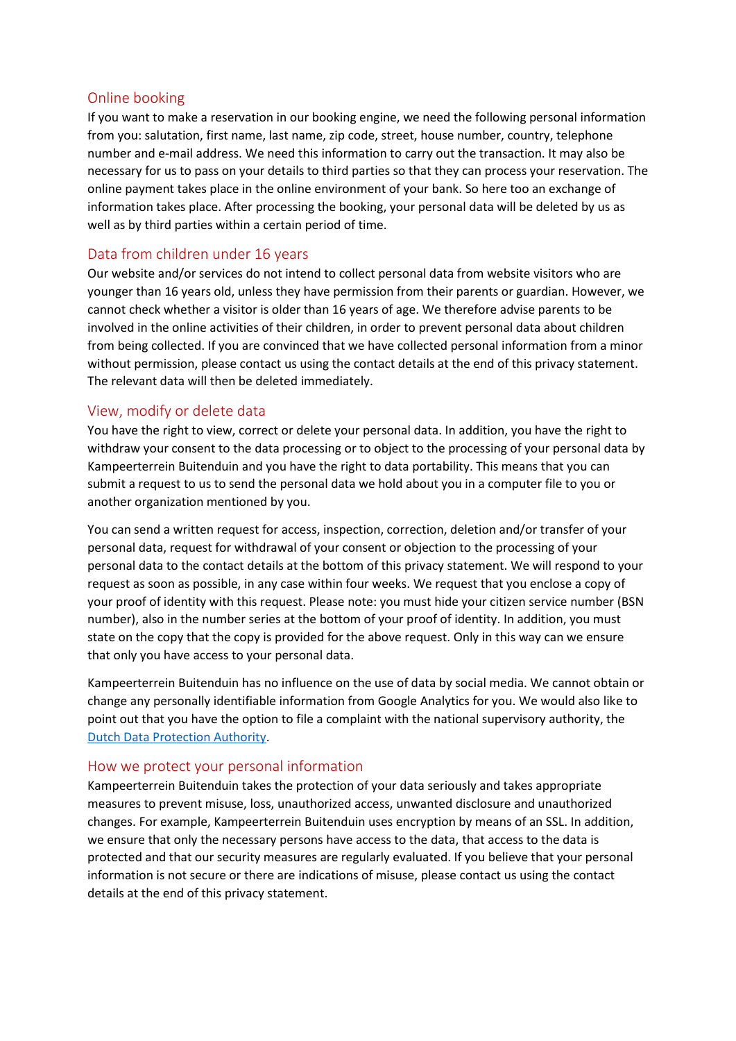## Online booking

If you want to make a reservation in our booking engine, we need the following personal information from you: salutation, first name, last name, zip code, street, house number, country, telephone number and e-mail address. We need this information to carry out the transaction. It may also be necessary for us to pass on your details to third parties so that they can process your reservation. The online payment takes place in the online environment of your bank. So here too an exchange of information takes place. After processing the booking, your personal data will be deleted by us as well as by third parties within a certain period of time.

## Data from children under 16 years

Our website and/or services do not intend to collect personal data from website visitors who are younger than 16 years old, unless they have permission from their parents or guardian. However, we cannot check whether a visitor is older than 16 years of age. We therefore advise parents to be involved in the online activities of their children, in order to prevent personal data about children from being collected. If you are convinced that we have collected personal information from a minor without permission, please contact us using the contact details at the end of this privacy statement. The relevant data will then be deleted immediately.

## View, modify or delete data

You have the right to view, correct or delete your personal data. In addition, you have the right to withdraw your consent to the data processing or to object to the processing of your personal data by Kampeerterrein Buitenduin and you have the right to data portability. This means that you can submit a request to us to send the personal data we hold about you in a computer file to you or another organization mentioned by you.

You can send a written request for access, inspection, correction, deletion and/or transfer of your personal data, request for withdrawal of your consent or objection to the processing of your personal data to the contact details at the bottom of this privacy statement. We will respond to your request as soon as possible, in any case within four weeks. We request that you enclose a copy of your proof of identity with this request. Please note: you must hide your citizen service number (BSN number), also in the number series at the bottom of your proof of identity. In addition, you must state on the copy that the copy is provided for the above request. Only in this way can we ensure that only you have access to your personal data.

Kampeerterrein Buitenduin has no influence on the use of data by social media. We cannot obtain or change any personally identifiable information from Google Analytics for you. We would also like to point out that you have the option to file a complaint with the national supervisory authority, the Dutch Data Protection Authority.

## How we protect your personal information

Kampeerterrein Buitenduin takes the protection of your data seriously and takes appropriate measures to prevent misuse, loss, unauthorized access, unwanted disclosure and unauthorized changes. For example, Kampeerterrein Buitenduin uses encryption by means of an SSL. In addition, we ensure that only the necessary persons have access to the data, that access to the data is protected and that our security measures are regularly evaluated. If you believe that your personal information is not secure or there are indications of misuse, please contact us using the contact details at the end of this privacy statement.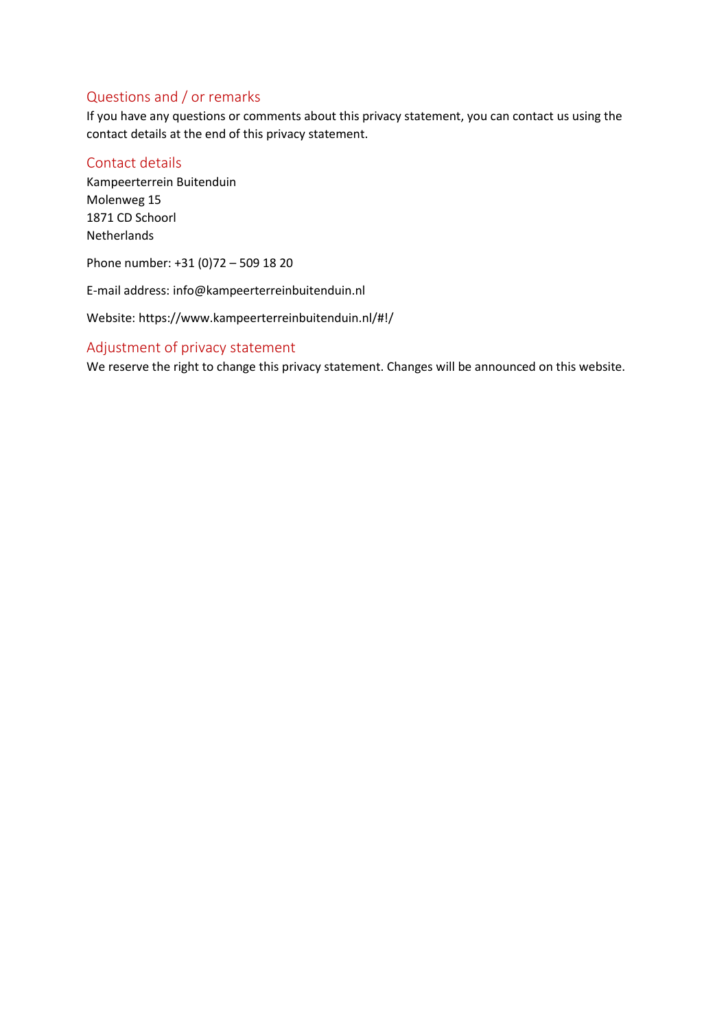## Questions and / or remarks

If you have any questions or comments about this privacy statement, you can contact us using the contact details at the end of this privacy statement.

## Contact details

Kampeerterrein Buitenduin
Molenweg 15
1871 CD Schoorl
Netherlands

Phone number: +31 (0)72 – 509 18 20

E-mail address: info@kampeerterreinbuitenduin.nl

Website: https://www.kampeerterreinbuitenduin.nl/#!/

## Adjustment of privacy statement

We reserve the right to change this privacy statement. Changes will be announced on this website.